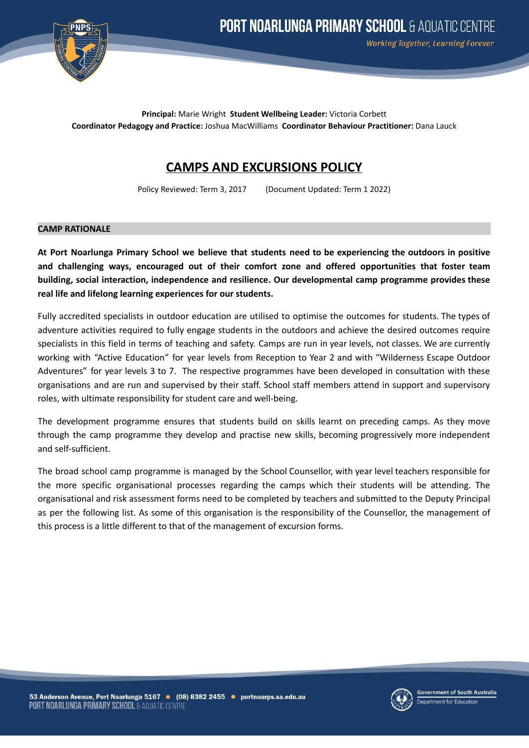**Principal:** Marie Wright **Student Wellbeing Leader:** Victoria Corbett
**Coordinator Pedagogy and Practice:** Joshua MacWilliams **Coordinator Behaviour Practitioner:** Dana Lauck

# CAMPS AND EXCURSIONS POLICY

Policy Reviewed: Term 3, 2017 (Document Updated: Term 1 2022)

## CAMP RATIONALE

**At Port Noarlunga Primary School we believe that students need to be experiencing the outdoors in positive and challenging ways, encouraged out of their comfort zone and offered opportunities that foster team building, social interaction, independence and resilience. Our developmental camp programme provides these real life and lifelong learning experiences for our students.**

Fully accredited specialists in outdoor education are utilised to optimise the outcomes for students. The types of adventure activities required to fully engage students in the outdoors and achieve the desired outcomes require specialists in this field in terms of teaching and safety. Camps are run in year levels, not classes. We are currently working with "Active Education" for year levels from Reception to Year 2 and with "Wilderness Escape Outdoor Adventures" for year levels 3 to 7. The respective programmes have been developed in consultation with these organisations and are run and supervised by their staff. School staff members attend in support and supervisory roles, with ultimate responsibility for student care and well-being.

The development programme ensures that students build on skills learnt on preceding camps. As they move through the camp programme they develop and practise new skills, becoming progressively more independent and self-sufficient.

The broad school camp programme is managed by the School Counsellor, with year level teachers responsible for the more specific organisational processes regarding the camps which their students will be attending. The organisational and risk assessment forms need to be completed by teachers and submitted to the Deputy Principal as per the following list. As some of this organisation is the responsibility of the Counsellor, the management of this process is a little different to that of the management of excursion forms.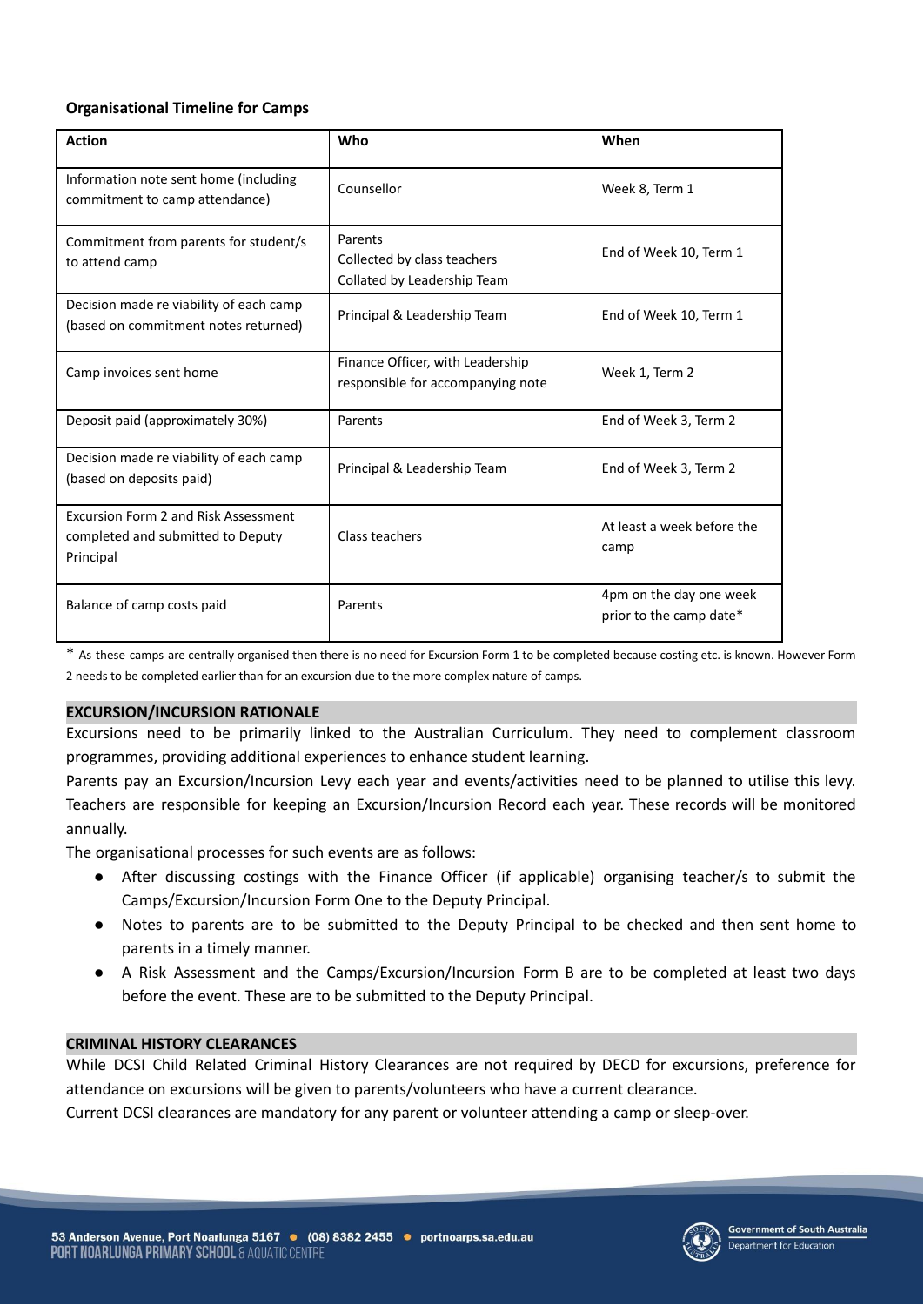**Organisational Timeline for Camps**

| Action | Who | When |
| --- | --- | --- |
| Information note sent home (including commitment to camp attendance) | Counsellor | Week 8, Term 1 |
| Commitment from parents for student/s to attend camp | Parents<br>Collected by class teachers<br>Collated by Leadership Team | End of Week 10, Term 1 |
| Decision made re viability of each camp (based on commitment notes returned) | Principal & Leadership Team | End of Week 10, Term 1 |
| Camp invoices sent home | Finance Officer, with Leadership responsible for accompanying note | Week 1, Term 2 |
| Deposit paid (approximately 30%) | Parents | End of Week 3, Term 2 |
| Decision made re viability of each camp (based on deposits paid) | Principal & Leadership Team | End of Week 3, Term 2 |
| Excursion Form 2 and Risk Assessment completed and submitted to Deputy Principal | Class teachers | At least a week before the camp |
| Balance of camp costs paid | Parents | 4pm on the day one week prior to the camp date* |

* As these camps are centrally organised then there is no need for Excursion Form 1 to be completed because costing etc. is known. However Form 2 needs to be completed earlier than for an excursion due to the more complex nature of camps.

## EXCURSION/INCURSION RATIONALE

Excursions need to be primarily linked to the Australian Curriculum. They need to complement classroom programmes, providing additional experiences to enhance student learning.

Parents pay an Excursion/Incursion Levy each year and events/activities need to be planned to utilise this levy. Teachers are responsible for keeping an Excursion/Incursion Record each year. These records will be monitored annually.

The organisational processes for such events are as follows:

- After discussing costings with the Finance Officer (if applicable) organising teacher/s to submit the Camps/Excursion/Incursion Form One to the Deputy Principal.
- Notes to parents are to be submitted to the Deputy Principal to be checked and then sent home to parents in a timely manner.
- A Risk Assessment and the Camps/Excursion/Incursion Form B are to be completed at least two days before the event. These are to be submitted to the Deputy Principal.

## CRIMINAL HISTORY CLEARANCES

While DCSI Child Related Criminal History Clearances are not required by DECD for excursions, preference for attendance on excursions will be given to parents/volunteers who have a current clearance.

Current DCSI clearances are mandatory for any parent or volunteer attending a camp or sleep-over.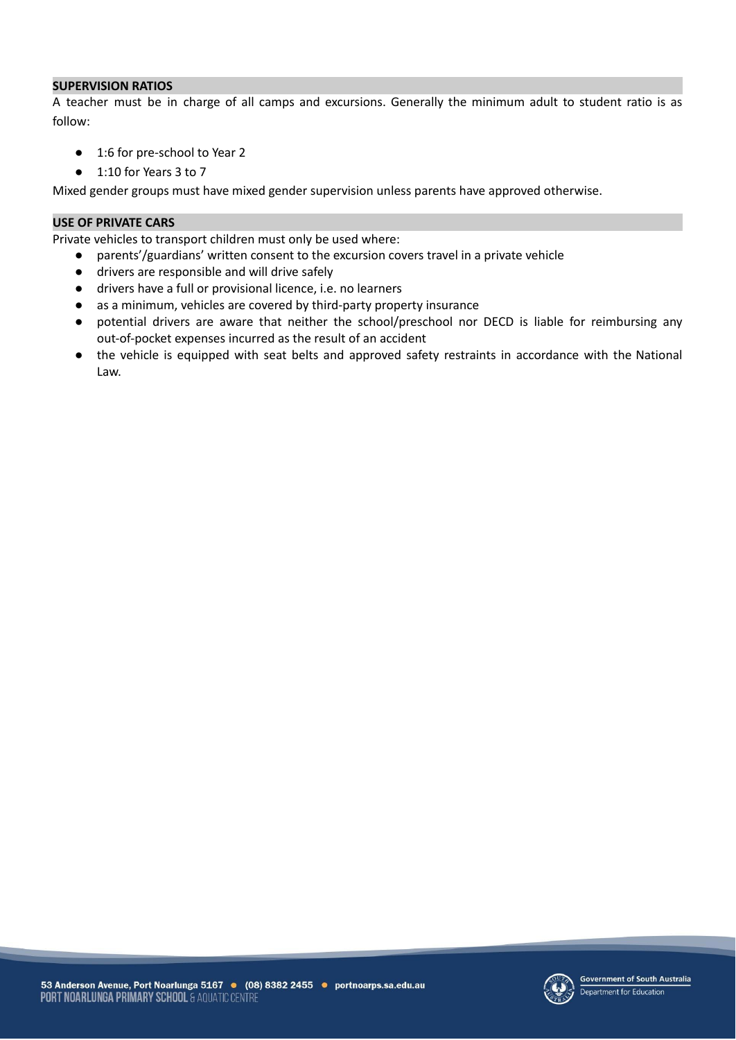## SUPERVISION RATIOS

A teacher must be in charge of all camps and excursions. Generally the minimum adult to student ratio is as follow:

- 1:6 for pre-school to Year 2
- 1:10 for Years 3 to 7

Mixed gender groups must have mixed gender supervision unless parents have approved otherwise.

## USE OF PRIVATE CARS

Private vehicles to transport children must only be used where:

- parents'/guardians' written consent to the excursion covers travel in a private vehicle
- drivers are responsible and will drive safely
- drivers have a full or provisional licence, i.e. no learners
- as a minimum, vehicles are covered by third-party property insurance
- potential drivers are aware that neither the school/preschool nor DECD is liable for reimbursing any out-of-pocket expenses incurred as the result of an accident
- the vehicle is equipped with seat belts and approved safety restraints in accordance with the National Law.